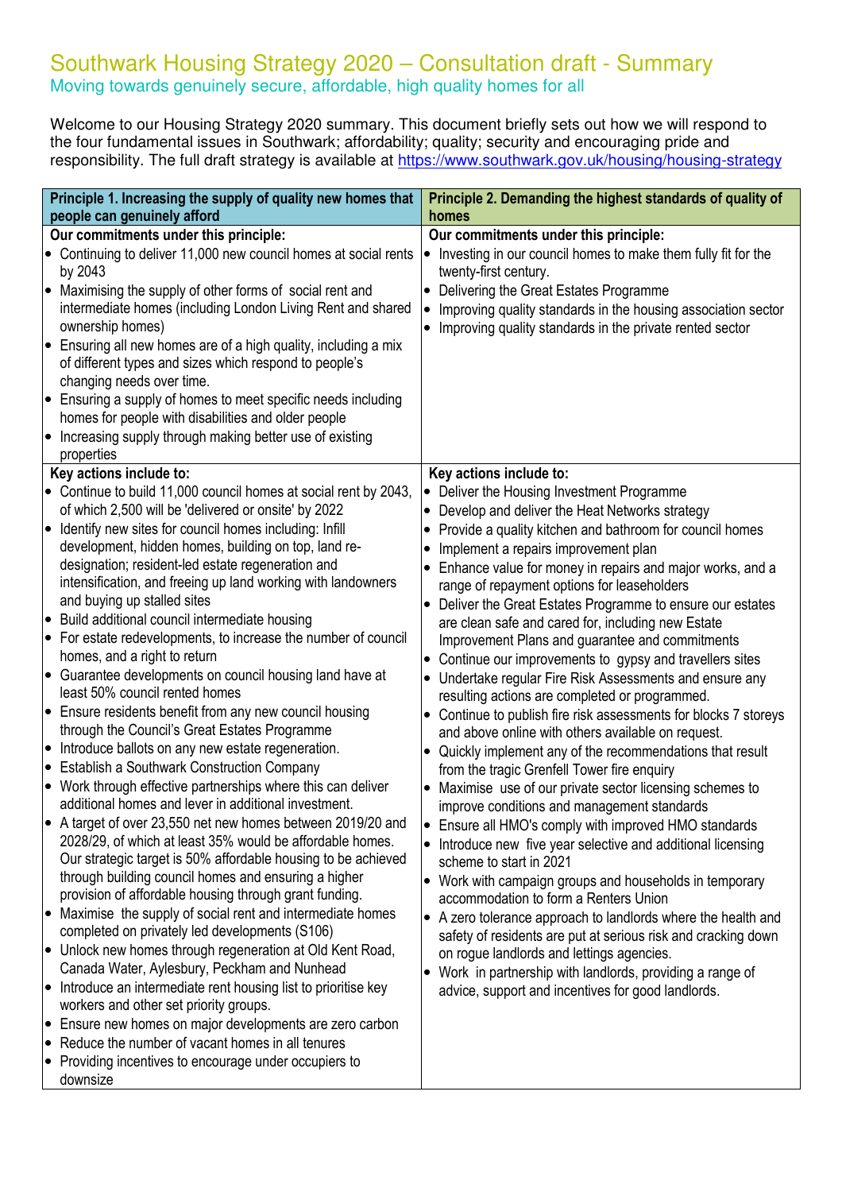# Southwark Housing Strategy 2020 – Consultation draft - Summary

## Moving towards genuinely secure, affordable, high quality homes for all

Welcome to our Housing Strategy 2020 summary. This document briefly sets out how we will respond to the four fundamental issues in Southwark; affordability; quality; security and encouraging pride and responsibility. The full draft strategy is available at https://www.southwark.gov.uk/housing/housing-strategy

| Principle 1. Increasing the supply of quality new homes that people can genuinely afford | Principle 2. Demanding the highest standards of quality of homes |
|---|---|
| **Our commitments under this principle:**<br>• Continuing to deliver 11,000 new council homes at social rents by 2043<br>• Maximising the supply of other forms of social rent and intermediate homes (including London Living Rent and shared ownership homes)<br>• Ensuring all new homes are of a high quality, including a mix of different types and sizes which respond to people's changing needs over time.<br>• Ensuring a supply of homes to meet specific needs including homes for people with disabilities and older people<br>• Increasing supply through making better use of existing properties | **Our commitments under this principle:**<br>• Investing in our council homes to make them fully fit for the twenty-first century.<br>• Delivering the Great Estates Programme<br>• Improving quality standards in the housing association sector<br>• Improving quality standards in the private rented sector |
| **Key actions include to:**<br>• Continue to build 11,000 council homes at social rent by 2043, of which 2,500 will be 'delivered or onsite' by 2022<br>• Identify new sites for council homes including: Infill development, hidden homes, building on top, land re-designation; resident-led estate regeneration and intensification, and freeing up land working with landowners and buying up stalled sites<br>• Build additional council intermediate housing<br>• For estate redevelopments, to increase the number of council homes, and a right to return<br>• Guarantee developments on council housing land have at least 50% council rented homes<br>• Ensure residents benefit from any new council housing through the Council's Great Estates Programme<br>• Introduce ballots on any new estate regeneration.<br>• Establish a Southwark Construction Company<br>• Work through effective partnerships where this can deliver additional homes and lever in additional investment.<br>• A target of over 23,550 net new homes between 2019/20 and 2028/29, of which at least 35% would be affordable homes. Our strategic target is 50% affordable housing to be achieved through building council homes and ensuring a higher provision of affordable housing through grant funding.<br>• Maximise the supply of social rent and intermediate homes completed on privately led developments (S106)<br>• Unlock new homes through regeneration at Old Kent Road, Canada Water, Aylesbury, Peckham and Nunhead<br>• Introduce an intermediate rent housing list to prioritise key workers and other set priority groups.<br>• Ensure new homes on major developments are zero carbon<br>• Reduce the number of vacant homes in all tenures<br>• Providing incentives to encourage under occupiers to downsize | **Key actions include to:**<br>• Deliver the Housing Investment Programme<br>• Develop and deliver the Heat Networks strategy<br>• Provide a quality kitchen and bathroom for council homes<br>• Implement a repairs improvement plan<br>• Enhance value for money in repairs and major works, and a range of repayment options for leaseholders<br>• Deliver the Great Estates Programme to ensure our estates are clean safe and cared for, including new Estate Improvement Plans and guarantee and commitments<br>• Continue our improvements to gypsy and travellers sites<br>• Undertake regular Fire Risk Assessments and ensure any resulting actions are completed or programmed.<br>• Continue to publish fire risk assessments for blocks 7 storeys and above online with others available on request.<br>• Quickly implement any of the recommendations that result from the tragic Grenfell Tower fire enquiry<br>• Maximise use of our private sector licensing schemes to improve conditions and management standards<br>• Ensure all HMO's comply with improved HMO standards<br>• Introduce new five year selective and additional licensing scheme to start in 2021<br>• Work with campaign groups and households in temporary accommodation to form a Renters Union<br>• A zero tolerance approach to landlords where the health and safety of residents are put at serious risk and cracking down on rogue landlords and lettings agencies.<br>• Work in partnership with landlords, providing a range of advice, support and incentives for good landlords. |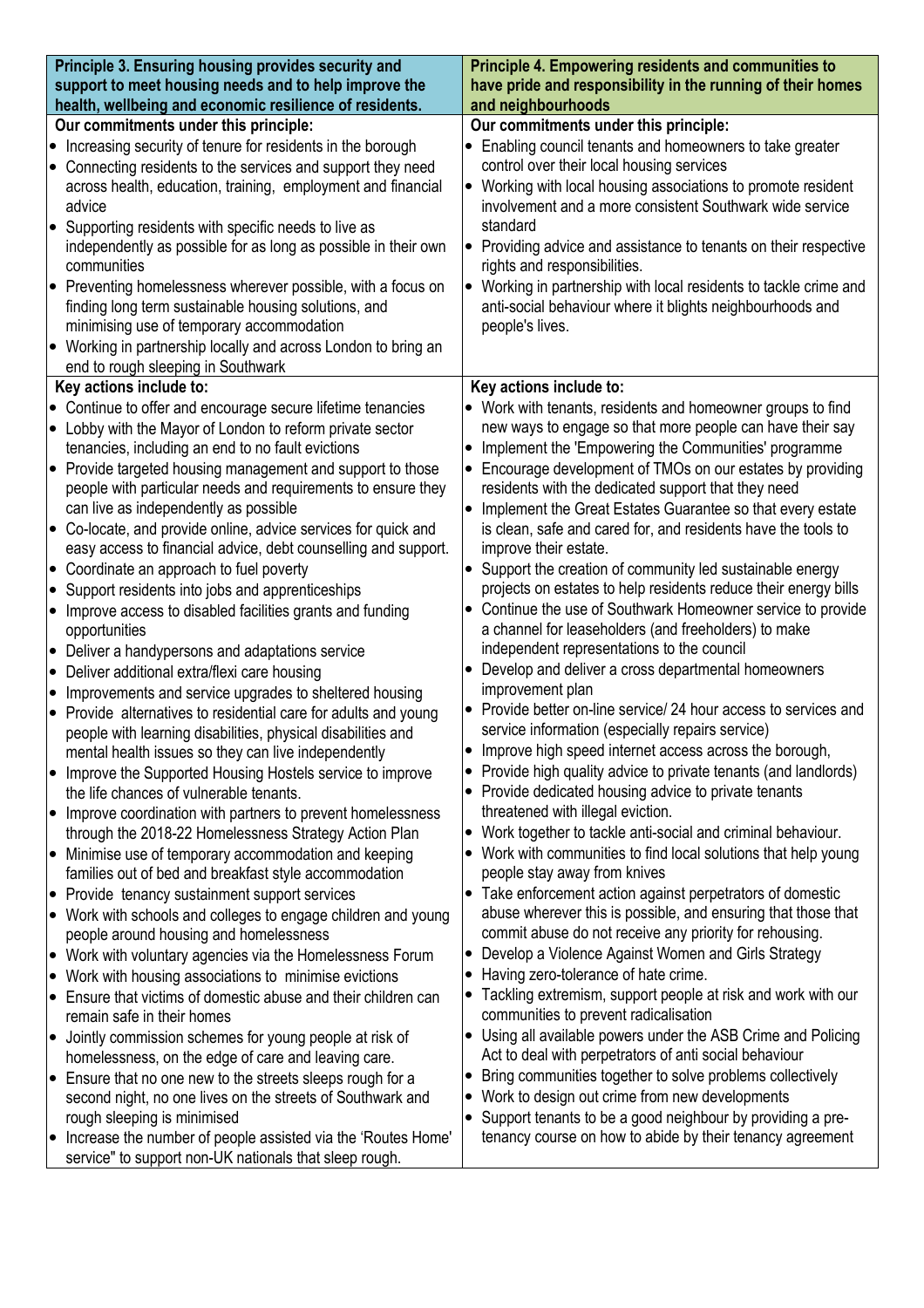| Principle 3. Ensuring housing provides security and support to meet housing needs and to help improve the health, wellbeing and economic resilience of residents. | Principle 4. Empowering residents and communities to have pride and responsibility in the running of their homes and neighbourhoods |
|---|---|
| **Our commitments under this principle:**<br>• Increasing security of tenure for residents in the borough<br>• Connecting residents to the services and support they need across health, education, training, employment and financial advice<br>• Supporting residents with specific needs to live as independently as possible for as long as possible in their own communities<br>• Preventing homelessness wherever possible, with a focus on finding long term sustainable housing solutions, and minimising use of temporary accommodation<br>• Working in partnership locally and across London to bring an end to rough sleeping in Southwark | **Our commitments under this principle:**<br>• Enabling council tenants and homeowners to take greater control over their local housing services<br>• Working with local housing associations to promote resident involvement and a more consistent Southwark wide service standard<br>• Providing advice and assistance to tenants on their respective rights and responsibilities.<br>• Working in partnership with local residents to tackle crime and anti-social behaviour where it blights neighbourhoods and people's lives. |
| **Key actions include to:**<br>• Continue to offer and encourage secure lifetime tenancies<br>• Lobby with the Mayor of London to reform private sector tenancies, including an end to no fault evictions<br>• Provide targeted housing management and support to those people with particular needs and requirements to ensure they can live as independently as possible<br>• Co-locate, and provide online, advice services for quick and easy access to financial advice, debt counselling and support.<br>• Coordinate an approach to fuel poverty<br>• Support residents into jobs and apprenticeships<br>• Improve access to disabled facilities grants and funding opportunities<br>• Deliver a handypersons and adaptations service<br>• Deliver additional extra/flexi care housing<br>• Improvements and service upgrades to sheltered housing<br>• Provide alternatives to residential care for adults and young people with learning disabilities, physical disabilities and mental health issues so they can live independently<br>• Improve the Supported Housing Hostels service to improve the life chances of vulnerable tenants.<br>• Improve coordination with partners to prevent homelessness through the 2018-22 Homelessness Strategy Action Plan<br>• Minimise use of temporary accommodation and keeping families out of bed and breakfast style accommodation<br>• Provide tenancy sustainment support services<br>• Work with schools and colleges to engage children and young people around housing and homelessness<br>• Work with voluntary agencies via the Homelessness Forum<br>• Work with housing associations to minimise evictions<br>• Ensure that victims of domestic abuse and their children can remain safe in their homes<br>• Jointly commission schemes for young people at risk of homelessness, on the edge of care and leaving care.<br>• Ensure that no one new to the streets sleeps rough for a second night, no one lives on the streets of Southwark and rough sleeping is minimised<br>• Increase the number of people assisted via the 'Routes Home' service" to support non-UK nationals that sleep rough. | **Key actions include to:**<br>• Work with tenants, residents and homeowner groups to find new ways to engage so that more people can have their say<br>• Implement the 'Empowering the Communities' programme<br>• Encourage development of TMOs on our estates by providing residents with the dedicated support that they need<br>• Implement the Great Estates Guarantee so that every estate is clean, safe and cared for, and residents have the tools to improve their estate.<br>• Support the creation of community led sustainable energy projects on estates to help residents reduce their energy bills<br>• Continue the use of Southwark Homeowner service to provide a channel for leaseholders (and freeholders) to make independent representations to the council<br>• Develop and deliver a cross departmental homeowners improvement plan<br>• Provide better on-line service/ 24 hour access to services and service information (especially repairs service)<br>• Improve high speed internet access across the borough,<br>• Provide high quality advice to private tenants (and landlords)<br>• Provide dedicated housing advice to private tenants threatened with illegal eviction.<br>• Work together to tackle anti-social and criminal behaviour.<br>• Work with communities to find local solutions that help young people stay away from knives<br>• Take enforcement action against perpetrators of domestic abuse wherever this is possible, and ensuring that those that commit abuse do not receive any priority for rehousing.<br>• Develop a Violence Against Women and Girls Strategy<br>• Having zero-tolerance of hate crime.<br>• Tackling extremism, support people at risk and work with our communities to prevent radicalisation<br>• Using all available powers under the ASB Crime and Policing Act to deal with perpetrators of anti social behaviour<br>• Bring communities together to solve problems collectively<br>• Work to design out crime from new developments<br>• Support tenants to be a good neighbour by providing a pre-tenancy course on how to abide by their tenancy agreement |